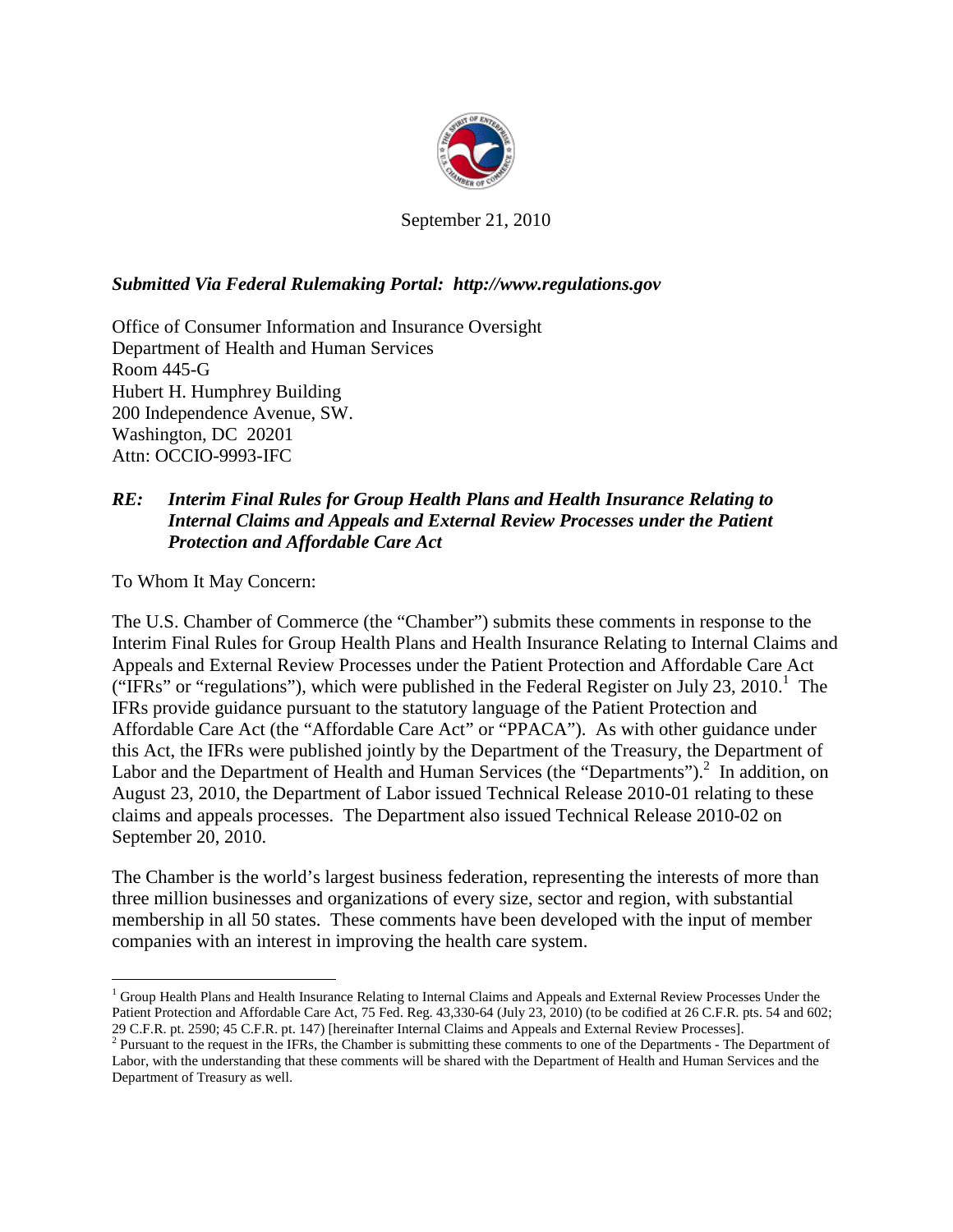September 21, 2010

***Submitted Via Federal Rulemaking Portal: http://www.regulations.gov***

Office of Consumer Information and Insurance Oversight
Department of Health and Human Services
Room 445-G
Hubert H. Humphrey Building
200 Independence Avenue, SW.
Washington, DC 20201
Attn: OCCIO-9993-IFC

***RE: Interim Final Rules for Group Health Plans and Health Insurance Relating to Internal Claims and Appeals and External Review Processes under the Patient Protection and Affordable Care Act***

To Whom It May Concern:

The U.S. Chamber of Commerce (the "Chamber") submits these comments in response to the Interim Final Rules for Group Health Plans and Health Insurance Relating to Internal Claims and Appeals and External Review Processes under the Patient Protection and Affordable Care Act ("IFRs" or "regulations"), which were published in the Federal Register on July 23, 2010.[1] The IFRs provide guidance pursuant to the statutory language of the Patient Protection and Affordable Care Act (the "Affordable Care Act" or "PPACA"). As with other guidance under this Act, the IFRs were published jointly by the Department of the Treasury, the Department of Labor and the Department of Health and Human Services (the "Departments").[2] In addition, on August 23, 2010, the Department of Labor issued Technical Release 2010-01 relating to these claims and appeals processes. The Department also issued Technical Release 2010-02 on September 20, 2010.

The Chamber is the world's largest business federation, representing the interests of more than three million businesses and organizations of every size, sector and region, with substantial membership in all 50 states. These comments have been developed with the input of member companies with an interest in improving the health care system.

---

[1] Group Health Plans and Health Insurance Relating to Internal Claims and Appeals and External Review Processes Under the Patient Protection and Affordable Care Act, 75 Fed. Reg. 43,330-64 (July 23, 2010) (to be codified at 26 C.F.R. pts. 54 and 602; 29 C.F.R. pt. 2590; 45 C.F.R. pt. 147) [hereinafter Internal Claims and Appeals and External Review Processes].

[2] Pursuant to the request in the IFRs, the Chamber is submitting these comments to one of the Departments - The Department of Labor, with the understanding that these comments will be shared with the Department of Health and Human Services and the Department of Treasury as well.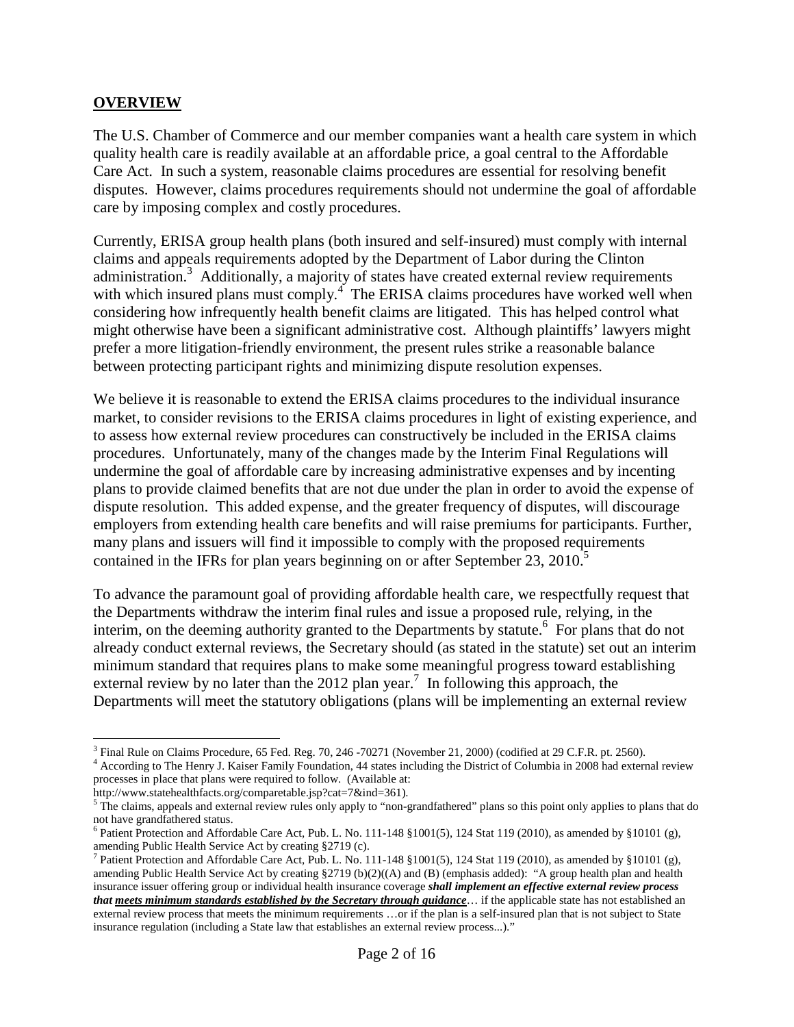## **OVERVIEW**

The U.S. Chamber of Commerce and our member companies want a health care system in which quality health care is readily available at an affordable price, a goal central to the Affordable Care Act. In such a system, reasonable claims procedures are essential for resolving benefit disputes. However, claims procedures requirements should not undermine the goal of affordable care by imposing complex and costly procedures.

Currently, ERISA group health plans (both insured and self-insured) must comply with internal claims and appeals requirements adopted by the Department of Labor during the Clinton administration.[3] Additionally, a majority of states have created external review requirements with which insured plans must comply.[4] The ERISA claims procedures have worked well when considering how infrequently health benefit claims are litigated. This has helped control what might otherwise have been a significant administrative cost. Although plaintiffs' lawyers might prefer a more litigation-friendly environment, the present rules strike a reasonable balance between protecting participant rights and minimizing dispute resolution expenses.

We believe it is reasonable to extend the ERISA claims procedures to the individual insurance market, to consider revisions to the ERISA claims procedures in light of existing experience, and to assess how external review procedures can constructively be included in the ERISA claims procedures. Unfortunately, many of the changes made by the Interim Final Regulations will undermine the goal of affordable care by increasing administrative expenses and by incenting plans to provide claimed benefits that are not due under the plan in order to avoid the expense of dispute resolution. This added expense, and the greater frequency of disputes, will discourage employers from extending health care benefits and will raise premiums for participants. Further, many plans and issuers will find it impossible to comply with the proposed requirements contained in the IFRs for plan years beginning on or after September 23, 2010.[5]

To advance the paramount goal of providing affordable health care, we respectfully request that the Departments withdraw the interim final rules and issue a proposed rule, relying, in the interim, on the deeming authority granted to the Departments by statute.[6] For plans that do not already conduct external reviews, the Secretary should (as stated in the statute) set out an interim minimum standard that requires plans to make some meaningful progress toward establishing external review by no later than the 2012 plan year.[7] In following this approach, the Departments will meet the statutory obligations (plans will be implementing an external review

---

[3] Final Rule on Claims Procedure, 65 Fed. Reg. 70, 246 -70271 (November 21, 2000) (codified at 29 C.F.R. pt. 2560).

[4] According to The Henry J. Kaiser Family Foundation, 44 states including the District of Columbia in 2008 had external review processes in place that plans were required to follow. (Available at: http://www.statehealthfacts.org/comparetable.jsp?cat=7&ind=361).

[5] The claims, appeals and external review rules only apply to "non-grandfathered" plans so this point only applies to plans that do not have grandfathered status.

[6] Patient Protection and Affordable Care Act, Pub. L. No. 111-148 §1001(5), 124 Stat 119 (2010), as amended by §10101 (g), amending Public Health Service Act by creating §2719 (c).

[7] Patient Protection and Affordable Care Act, Pub. L. No. 111-148 §1001(5), 124 Stat 119 (2010), as amended by §10101 (g), amending Public Health Service Act by creating §2719 (b)(2)((A) and (B) (emphasis added): "A group health plan and health insurance issuer offering group or individual health insurance coverage ***shall implement an effective external review process that <u>meets minimum standards established by the Secretary through guidance</u>***… if the applicable state has not established an external review process that meets the minimum requirements …or if the plan is a self-insured plan that is not subject to State insurance regulation (including a State law that establishes an external review process...)."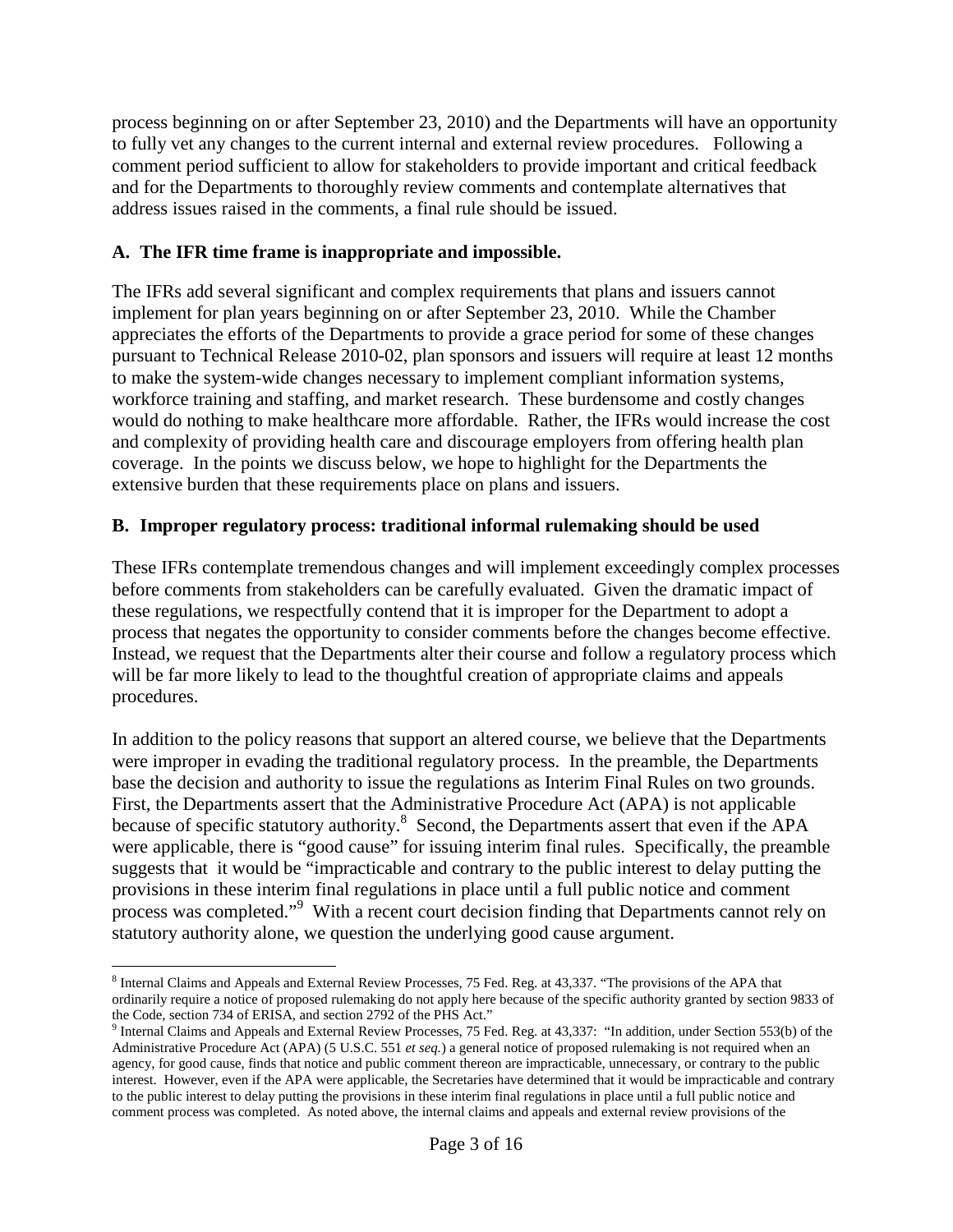process beginning on or after September 23, 2010) and the Departments will have an opportunity to fully vet any changes to the current internal and external review procedures. Following a comment period sufficient to allow for stakeholders to provide important and critical feedback and for the Departments to thoroughly review comments and contemplate alternatives that address issues raised in the comments, a final rule should be issued.

**A. The IFR time frame is inappropriate and impossible.**

The IFRs add several significant and complex requirements that plans and issuers cannot implement for plan years beginning on or after September 23, 2010. While the Chamber appreciates the efforts of the Departments to provide a grace period for some of these changes pursuant to Technical Release 2010-02, plan sponsors and issuers will require at least 12 months to make the system-wide changes necessary to implement compliant information systems, workforce training and staffing, and market research. These burdensome and costly changes would do nothing to make healthcare more affordable. Rather, the IFRs would increase the cost and complexity of providing health care and discourage employers from offering health plan coverage. In the points we discuss below, we hope to highlight for the Departments the extensive burden that these requirements place on plans and issuers.

**B. Improper regulatory process: traditional informal rulemaking should be used**

These IFRs contemplate tremendous changes and will implement exceedingly complex processes before comments from stakeholders can be carefully evaluated. Given the dramatic impact of these regulations, we respectfully contend that it is improper for the Department to adopt a process that negates the opportunity to consider comments before the changes become effective. Instead, we request that the Departments alter their course and follow a regulatory process which will be far more likely to lead to the thoughtful creation of appropriate claims and appeals procedures.

In addition to the policy reasons that support an altered course, we believe that the Departments were improper in evading the traditional regulatory process. In the preamble, the Departments base the decision and authority to issue the regulations as Interim Final Rules on two grounds. First, the Departments assert that the Administrative Procedure Act (APA) is not applicable because of specific statutory authority.[8] Second, the Departments assert that even if the APA were applicable, there is "good cause" for issuing interim final rules. Specifically, the preamble suggests that it would be "impracticable and contrary to the public interest to delay putting the provisions in these interim final regulations in place until a full public notice and comment process was completed."[9] With a recent court decision finding that Departments cannot rely on statutory authority alone, we question the underlying good cause argument.

---

[8] Internal Claims and Appeals and External Review Processes, 75 Fed. Reg. at 43,337. "The provisions of the APA that ordinarily require a notice of proposed rulemaking do not apply here because of the specific authority granted by section 9833 of the Code, section 734 of ERISA, and section 2792 of the PHS Act."

[9] Internal Claims and Appeals and External Review Processes, 75 Fed. Reg. at 43,337: "In addition, under Section 553(b) of the Administrative Procedure Act (APA) (5 U.S.C. 551 *et seq.*) a general notice of proposed rulemaking is not required when an agency, for good cause, finds that notice and public comment thereon are impracticable, unnecessary, or contrary to the public interest. However, even if the APA were applicable, the Secretaries have determined that it would be impracticable and contrary to the public interest to delay putting the provisions in these interim final regulations in place until a full public notice and comment process was completed. As noted above, the internal claims and appeals and external review provisions of the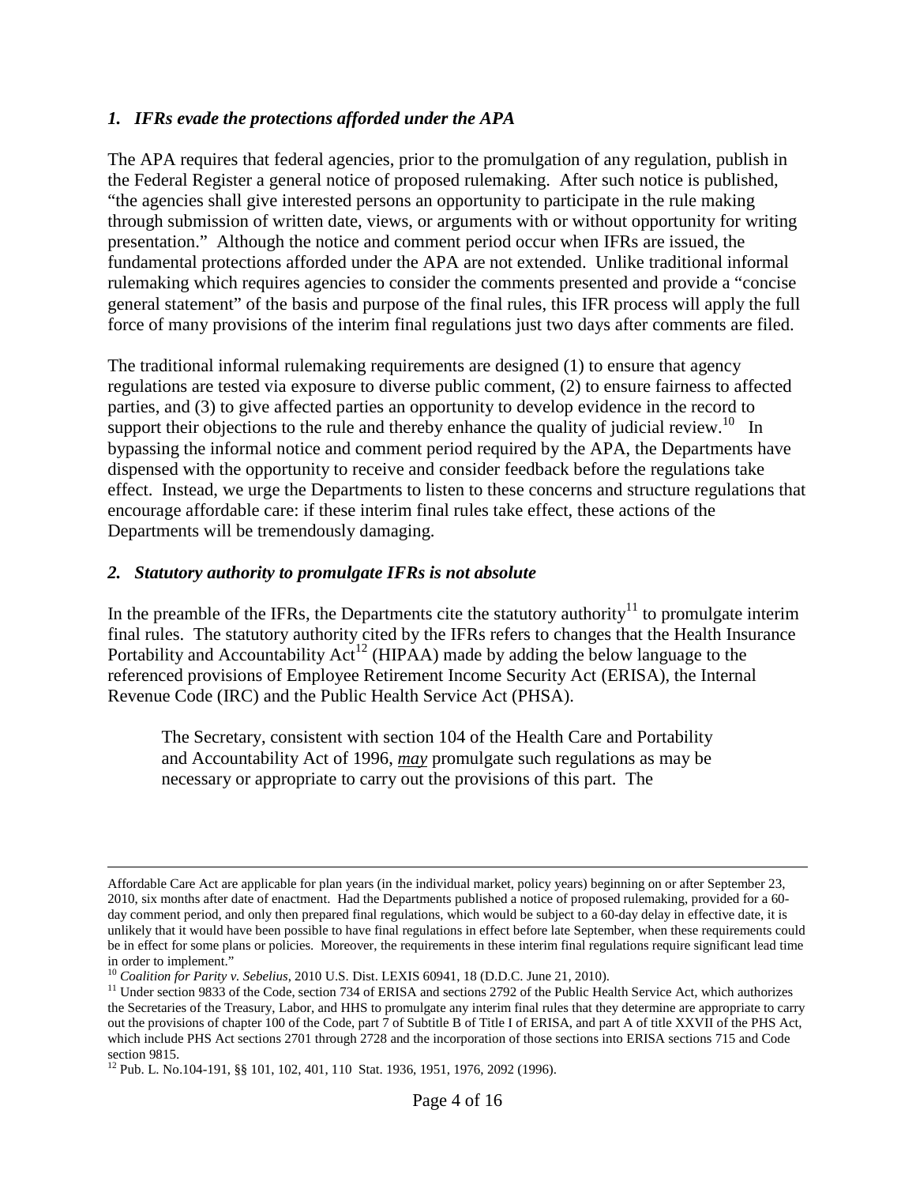### *1. IFRs evade the protections afforded under the APA*

The APA requires that federal agencies, prior to the promulgation of any regulation, publish in the Federal Register a general notice of proposed rulemaking. After such notice is published, "the agencies shall give interested persons an opportunity to participate in the rule making through submission of written date, views, or arguments with or without opportunity for writing presentation." Although the notice and comment period occur when IFRs are issued, the fundamental protections afforded under the APA are not extended. Unlike traditional informal rulemaking which requires agencies to consider the comments presented and provide a "concise general statement" of the basis and purpose of the final rules, this IFR process will apply the full force of many provisions of the interim final regulations just two days after comments are filed.

The traditional informal rulemaking requirements are designed (1) to ensure that agency regulations are tested via exposure to diverse public comment, (2) to ensure fairness to affected parties, and (3) to give affected parties an opportunity to develop evidence in the record to support their objections to the rule and thereby enhance the quality of judicial review.[10] In bypassing the informal notice and comment period required by the APA, the Departments have dispensed with the opportunity to receive and consider feedback before the regulations take effect. Instead, we urge the Departments to listen to these concerns and structure regulations that encourage affordable care: if these interim final rules take effect, these actions of the Departments will be tremendously damaging.

### *2. Statutory authority to promulgate IFRs is not absolute*

In the preamble of the IFRs, the Departments cite the statutory authority[11] to promulgate interim final rules. The statutory authority cited by the IFRs refers to changes that the Health Insurance Portability and Accountability Act[12] (HIPAA) made by adding the below language to the referenced provisions of Employee Retirement Income Security Act (ERISA), the Internal Revenue Code (IRC) and the Public Health Service Act (PHSA).

> The Secretary, consistent with section 104 of the Health Care and Portability and Accountability Act of 1996, ***may*** promulgate such regulations as may be necessary or appropriate to carry out the provisions of this part. The

---

Affordable Care Act are applicable for plan years (in the individual market, policy years) beginning on or after September 23, 2010, six months after date of enactment. Had the Departments published a notice of proposed rulemaking, provided for a 60-day comment period, and only then prepared final regulations, which would be subject to a 60-day delay in effective date, it is unlikely that it would have been possible to have final regulations in effect before late September, when these requirements could be in effect for some plans or policies. Moreover, the requirements in these interim final regulations require significant lead time in order to implement."

[10] *Coalition for Parity v. Sebelius*, 2010 U.S. Dist. LEXIS 60941, 18 (D.D.C. June 21, 2010).

[11] Under section 9833 of the Code, section 734 of ERISA and sections 2792 of the Public Health Service Act, which authorizes the Secretaries of the Treasury, Labor, and HHS to promulgate any interim final rules that they determine are appropriate to carry out the provisions of chapter 100 of the Code, part 7 of Subtitle B of Title I of ERISA, and part A of title XXVII of the PHS Act, which include PHS Act sections 2701 through 2728 and the incorporation of those sections into ERISA sections 715 and Code section 9815.

[12] Pub. L. No.104-191, §§ 101, 102, 401, 110 Stat. 1936, 1951, 1976, 2092 (1996).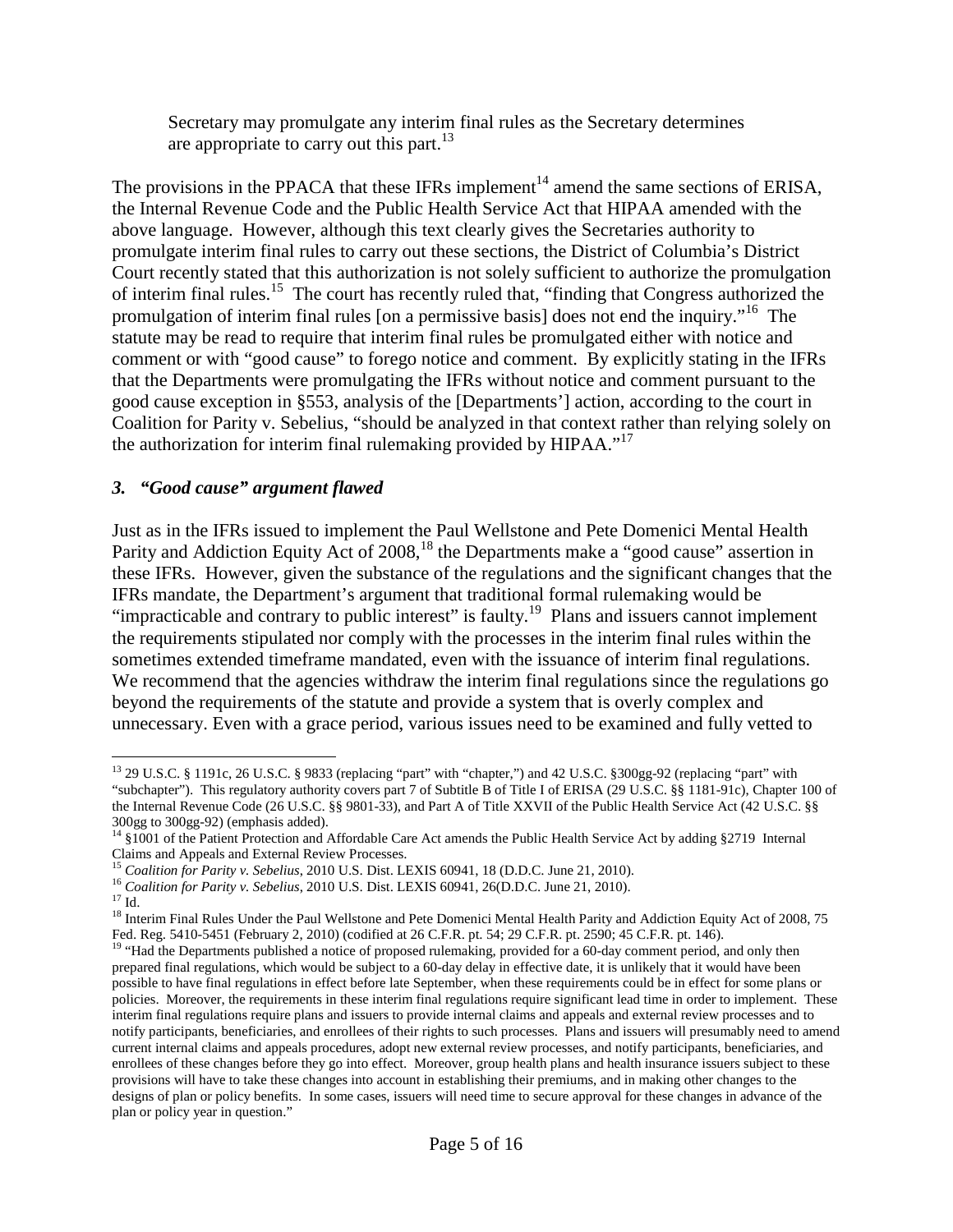> Secretary may promulgate any interim final rules as the Secretary determines are appropriate to carry out this part.[13]

The provisions in the PPACA that these IFRs implement[14] amend the same sections of ERISA, the Internal Revenue Code and the Public Health Service Act that HIPAA amended with the above language. However, although this text clearly gives the Secretaries authority to promulgate interim final rules to carry out these sections, the District of Columbia's District Court recently stated that this authorization is not solely sufficient to authorize the promulgation of interim final rules.[15] The court has recently ruled that, "finding that Congress authorized the promulgation of interim final rules [on a permissive basis] does not end the inquiry."[16] The statute may be read to require that interim final rules be promulgated either with notice and comment or with "good cause" to forego notice and comment. By explicitly stating in the IFRs that the Departments were promulgating the IFRs without notice and comment pursuant to the good cause exception in §553, analysis of the [Departments'] action, according to the court in Coalition for Parity v. Sebelius, "should be analyzed in that context rather than relying solely on the authorization for interim final rulemaking provided by HIPAA."[17]

### *3. "Good cause" argument flawed*

Just as in the IFRs issued to implement the Paul Wellstone and Pete Domenici Mental Health Parity and Addiction Equity Act of 2008,[18] the Departments make a "good cause" assertion in these IFRs. However, given the substance of the regulations and the significant changes that the IFRs mandate, the Department's argument that traditional formal rulemaking would be "impracticable and contrary to public interest" is faulty.[19] Plans and issuers cannot implement the requirements stipulated nor comply with the processes in the interim final rules within the sometimes extended timeframe mandated, even with the issuance of interim final regulations. We recommend that the agencies withdraw the interim final regulations since the regulations go beyond the requirements of the statute and provide a system that is overly complex and unnecessary. Even with a grace period, various issues need to be examined and fully vetted to

---

[13] 29 U.S.C. § 1191c, 26 U.S.C. § 9833 (replacing "part" with "chapter,") and 42 U.S.C. §300gg-92 (replacing "part" with "subchapter"). This regulatory authority covers part 7 of Subtitle B of Title I of ERISA (29 U.S.C. §§ 1181-91c), Chapter 100 of the Internal Revenue Code (26 U.S.C. §§ 9801-33), and Part A of Title XXVII of the Public Health Service Act (42 U.S.C. §§ 300gg to 300gg-92) (emphasis added).

[14] §1001 of the Patient Protection and Affordable Care Act amends the Public Health Service Act by adding §2719 Internal Claims and Appeals and External Review Processes.

[15] *Coalition for Parity v. Sebelius*, 2010 U.S. Dist. LEXIS 60941, 18 (D.D.C. June 21, 2010).

[16] *Coalition for Parity v. Sebelius*, 2010 U.S. Dist. LEXIS 60941, 26(D.D.C. June 21, 2010).

[17] Id.

[18] Interim Final Rules Under the Paul Wellstone and Pete Domenici Mental Health Parity and Addiction Equity Act of 2008, 75 Fed. Reg. 5410-5451 (February 2, 2010) (codified at 26 C.F.R. pt. 54; 29 C.F.R. pt. 2590; 45 C.F.R. pt. 146).

[19] "Had the Departments published a notice of proposed rulemaking, provided for a 60-day comment period, and only then prepared final regulations, which would be subject to a 60-day delay in effective date, it is unlikely that it would have been possible to have final regulations in effect before late September, when these requirements could be in effect for some plans or policies. Moreover, the requirements in these interim final regulations require significant lead time in order to implement. These interim final regulations require plans and issuers to provide internal claims and appeals and external review processes and to notify participants, beneficiaries, and enrollees of their rights to such processes. Plans and issuers will presumably need to amend current internal claims and appeals procedures, adopt new external review processes, and notify participants, beneficiaries, and enrollees of these changes before they go into effect. Moreover, group health plans and health insurance issuers subject to these provisions will have to take these changes into account in establishing their premiums, and in making other changes to the designs of plan or policy benefits. In some cases, issuers will need time to secure approval for these changes in advance of the plan or policy year in question."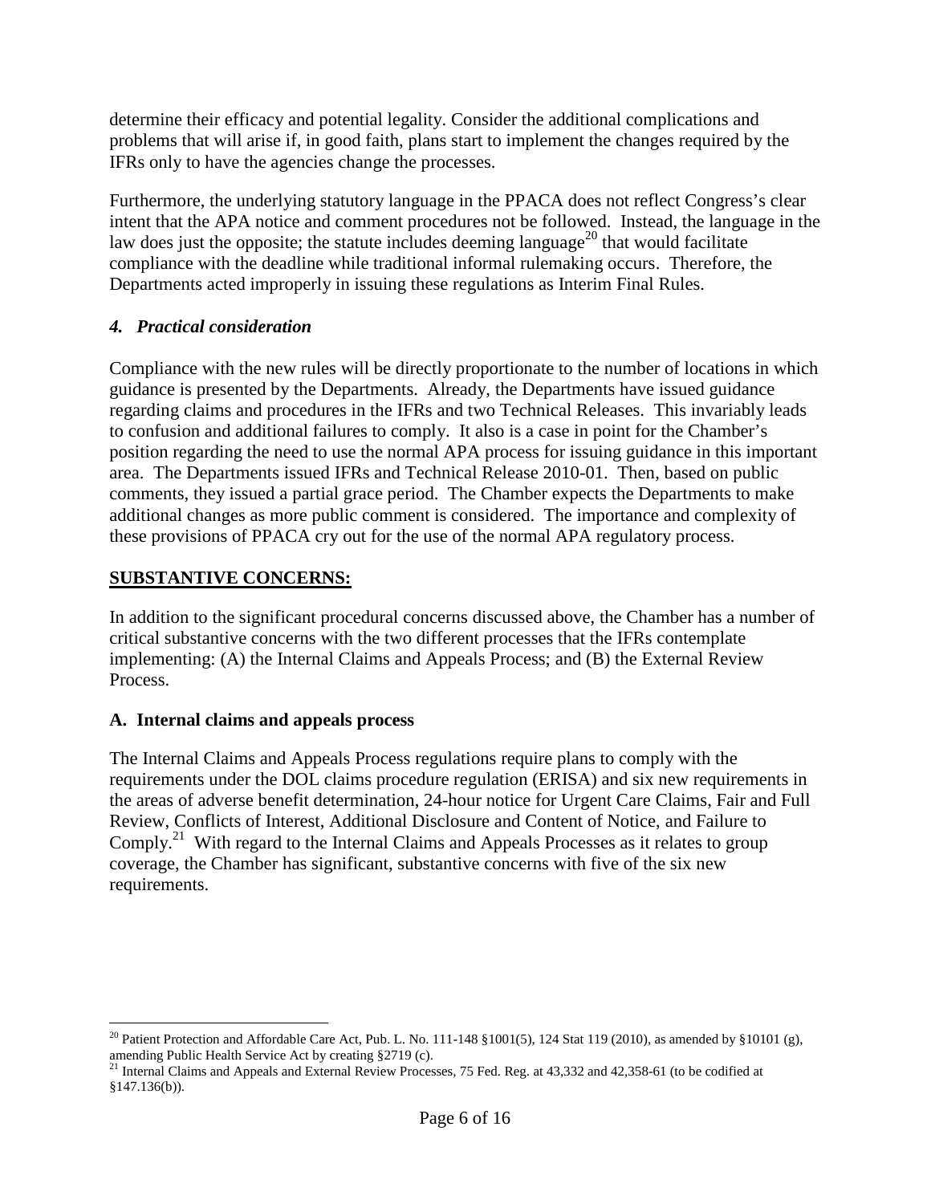determine their efficacy and potential legality. Consider the additional complications and problems that will arise if, in good faith, plans start to implement the changes required by the IFRs only to have the agencies change the processes.

Furthermore, the underlying statutory language in the PPACA does not reflect Congress's clear intent that the APA notice and comment procedures not be followed. Instead, the language in the law does just the opposite; the statute includes deeming language[20] that would facilitate compliance with the deadline while traditional informal rulemaking occurs. Therefore, the Departments acted improperly in issuing these regulations as Interim Final Rules.

### *4. Practical consideration*

Compliance with the new rules will be directly proportionate to the number of locations in which guidance is presented by the Departments. Already, the Departments have issued guidance regarding claims and procedures in the IFRs and two Technical Releases. This invariably leads to confusion and additional failures to comply. It also is a case in point for the Chamber's position regarding the need to use the normal APA process for issuing guidance in this important area. The Departments issued IFRs and Technical Release 2010-01. Then, based on public comments, they issued a partial grace period. The Chamber expects the Departments to make additional changes as more public comment is considered. The importance and complexity of these provisions of PPACA cry out for the use of the normal APA regulatory process.

## <u>SUBSTANTIVE CONCERNS:</u>

In addition to the significant procedural concerns discussed above, the Chamber has a number of critical substantive concerns with the two different processes that the IFRs contemplate implementing: (A) the Internal Claims and Appeals Process; and (B) the External Review Process.

### A. Internal claims and appeals process

The Internal Claims and Appeals Process regulations require plans to comply with the requirements under the DOL claims procedure regulation (ERISA) and six new requirements in the areas of adverse benefit determination, 24-hour notice for Urgent Care Claims, Fair and Full Review, Conflicts of Interest, Additional Disclosure and Content of Notice, and Failure to Comply.[21] With regard to the Internal Claims and Appeals Processes as it relates to group coverage, the Chamber has significant, substantive concerns with five of the six new requirements.

---

[20] Patient Protection and Affordable Care Act, Pub. L. No. 111-148 §1001(5), 124 Stat 119 (2010), as amended by §10101 (g), amending Public Health Service Act by creating §2719 (c).

[21] Internal Claims and Appeals and External Review Processes, 75 Fed. Reg. at 43,332 and 42,358-61 (to be codified at §147.136(b)).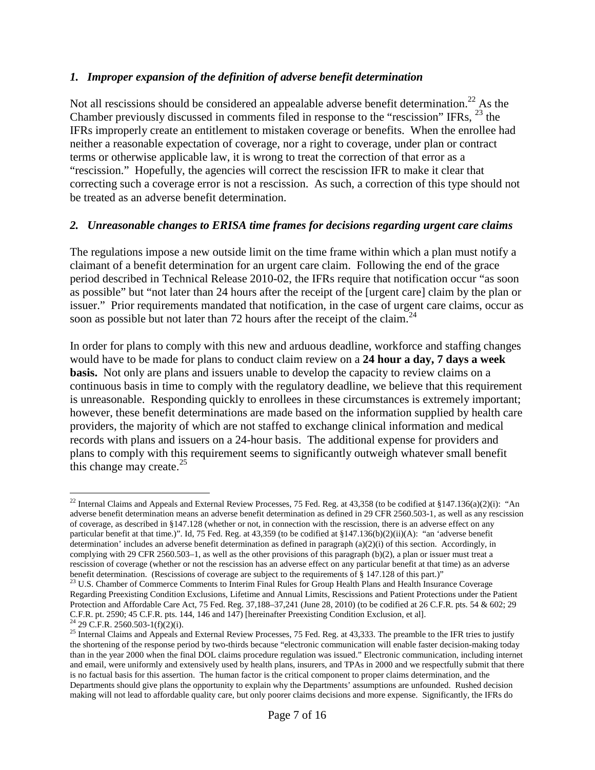### *1. Improper expansion of the definition of adverse benefit determination*

Not all rescissions should be considered an appealable adverse benefit determination.[22] As the Chamber previously discussed in comments filed in response to the "rescission" IFRs, [23] the IFRs improperly create an entitlement to mistaken coverage or benefits. When the enrollee had neither a reasonable expectation of coverage, nor a right to coverage, under plan or contract terms or otherwise applicable law, it is wrong to treat the correction of that error as a "rescission." Hopefully, the agencies will correct the rescission IFR to make it clear that correcting such a coverage error is not a rescission. As such, a correction of this type should not be treated as an adverse benefit determination.

### *2. Unreasonable changes to ERISA time frames for decisions regarding urgent care claims*

The regulations impose a new outside limit on the time frame within which a plan must notify a claimant of a benefit determination for an urgent care claim. Following the end of the grace period described in Technical Release 2010-02, the IFRs require that notification occur "as soon as possible" but "not later than 24 hours after the receipt of the [urgent care] claim by the plan or issuer." Prior requirements mandated that notification, in the case of urgent care claims, occur as soon as possible but not later than 72 hours after the receipt of the claim.[24]

In order for plans to comply with this new and arduous deadline, workforce and staffing changes would have to be made for plans to conduct claim review on a **24 hour a day, 7 days a week basis.** Not only are plans and issuers unable to develop the capacity to review claims on a continuous basis in time to comply with the regulatory deadline, we believe that this requirement is unreasonable. Responding quickly to enrollees in these circumstances is extremely important; however, these benefit determinations are made based on the information supplied by health care providers, the majority of which are not staffed to exchange clinical information and medical records with plans and issuers on a 24-hour basis. The additional expense for providers and plans to comply with this requirement seems to significantly outweigh whatever small benefit this change may create.[25]

---

[22] Internal Claims and Appeals and External Review Processes, 75 Fed. Reg. at 43,358 (to be codified at §147.136(a)(2)(i): "An adverse benefit determination means an adverse benefit determination as defined in 29 CFR 2560.503-1, as well as any rescission of coverage, as described in §147.128 (whether or not, in connection with the rescission, there is an adverse effect on any particular benefit at that time.)". Id, 75 Fed. Reg. at 43,359 (to be codified at §147.136(b)(2)(ii)(A): "an 'adverse benefit determination' includes an adverse benefit determination as defined in paragraph (a)(2)(i) of this section. Accordingly, in complying with 29 CFR 2560.503–1, as well as the other provisions of this paragraph (b)(2), a plan or issuer must treat a rescission of coverage (whether or not the rescission has an adverse effect on any particular benefit at that time) as an adverse benefit determination. (Rescissions of coverage are subject to the requirements of § 147.128 of this part.)"

[23] U.S. Chamber of Commerce Comments to Interim Final Rules for Group Health Plans and Health Insurance Coverage Regarding Preexisting Condition Exclusions, Lifetime and Annual Limits, Rescissions and Patient Protections under the Patient Protection and Affordable Care Act, 75 Fed. Reg. 37,188–37,241 (June 28, 2010) (to be codified at 26 C.F.R. pts. 54 & 602; 29 C.F.R. pt. 2590; 45 C.F.R. pts. 144, 146 and 147) [hereinafter Preexisting Condition Exclusion, et al].

[24] 29 C.F.R. 2560.503-1(f)(2)(i).

[25] Internal Claims and Appeals and External Review Processes, 75 Fed. Reg. at 43,333. The preamble to the IFR tries to justify the shortening of the response period by two-thirds because "electronic communication will enable faster decision-making today than in the year 2000 when the final DOL claims procedure regulation was issued." Electronic communication, including internet and email, were uniformly and extensively used by health plans, insurers, and TPAs in 2000 and we respectfully submit that there is no factual basis for this assertion. The human factor is the critical component to proper claims determination, and the Departments should give plans the opportunity to explain why the Departments' assumptions are unfounded. Rushed decision making will not lead to affordable quality care, but only poorer claims decisions and more expense. Significantly, the IFRs do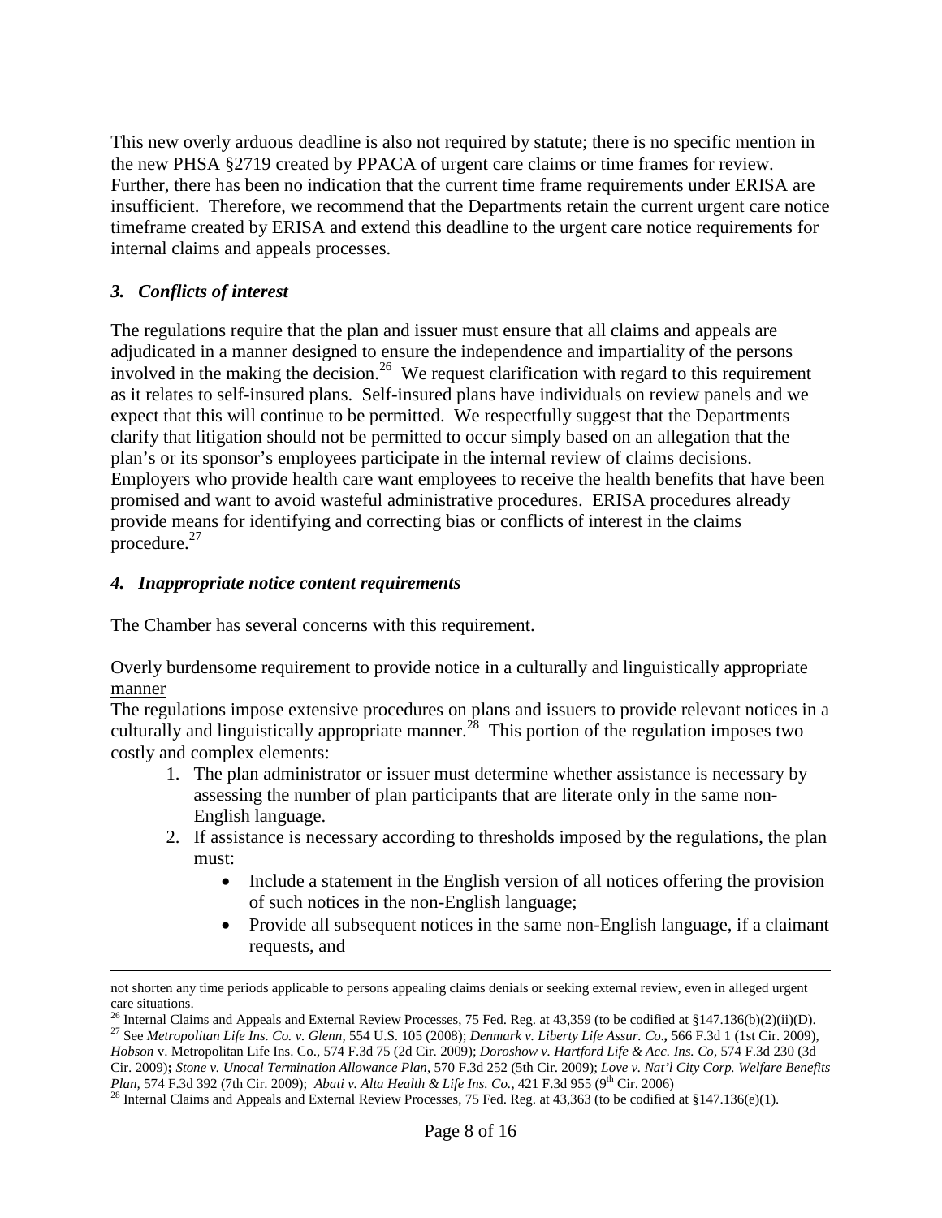This new overly arduous deadline is also not required by statute; there is no specific mention in the new PHSA §2719 created by PPACA of urgent care claims or time frames for review. Further, there has been no indication that the current time frame requirements under ERISA are insufficient. Therefore, we recommend that the Departments retain the current urgent care notice timeframe created by ERISA and extend this deadline to the urgent care notice requirements for internal claims and appeals processes.

### *3. Conflicts of interest*

The regulations require that the plan and issuer must ensure that all claims and appeals are adjudicated in a manner designed to ensure the independence and impartiality of the persons involved in the making the decision.[26] We request clarification with regard to this requirement as it relates to self-insured plans. Self-insured plans have individuals on review panels and we expect that this will continue to be permitted. We respectfully suggest that the Departments clarify that litigation should not be permitted to occur simply based on an allegation that the plan's or its sponsor's employees participate in the internal review of claims decisions. Employers who provide health care want employees to receive the health benefits that have been promised and want to avoid wasteful administrative procedures. ERISA procedures already provide means for identifying and correcting bias or conflicts of interest in the claims procedure.[27]

### *4. Inappropriate notice content requirements*

The Chamber has several concerns with this requirement.

<u>Overly burdensome requirement to provide notice in a culturally and linguistically appropriate manner</u>

The regulations impose extensive procedures on plans and issuers to provide relevant notices in a culturally and linguistically appropriate manner.[28] This portion of the regulation imposes two costly and complex elements:

1. The plan administrator or issuer must determine whether assistance is necessary by assessing the number of plan participants that are literate only in the same non-English language.
2. If assistance is necessary according to thresholds imposed by the regulations, the plan must:
   - Include a statement in the English version of all notices offering the provision of such notices in the non-English language;
   - Provide all subsequent notices in the same non-English language, if a claimant requests, and

---

not shorten any time periods applicable to persons appealing claims denials or seeking external review, even in alleged urgent care situations.

[26] Internal Claims and Appeals and External Review Processes, 75 Fed. Reg. at 43,359 (to be codified at §147.136(b)(2)(ii)(D).

[27] See *Metropolitan Life Ins. Co. v. Glenn,* 554 U.S. 105 (2008); *Denmark v. Liberty Life Assur. Co*., 566 F.3d 1 (1st Cir. 2009), *Hobson* v. Metropolitan Life Ins. Co., 574 F.3d 75 (2d Cir. 2009); *Doroshow v. Hartford Life & Acc. Ins. Co,* 574 F.3d 230 (3d Cir. 2009); *Stone v. Unocal Termination Allowance Plan*, 570 F.3d 252 (5th Cir. 2009); *Love v. Nat'l City Corp. Welfare Benefits Plan,* 574 F.3d 392 (7th Cir. 2009); *Abati v. Alta Health & Life Ins. Co.*, 421 F.3d 955 (9th Cir. 2006)

[28] Internal Claims and Appeals and External Review Processes, 75 Fed. Reg. at 43,363 (to be codified at §147.136(e)(1).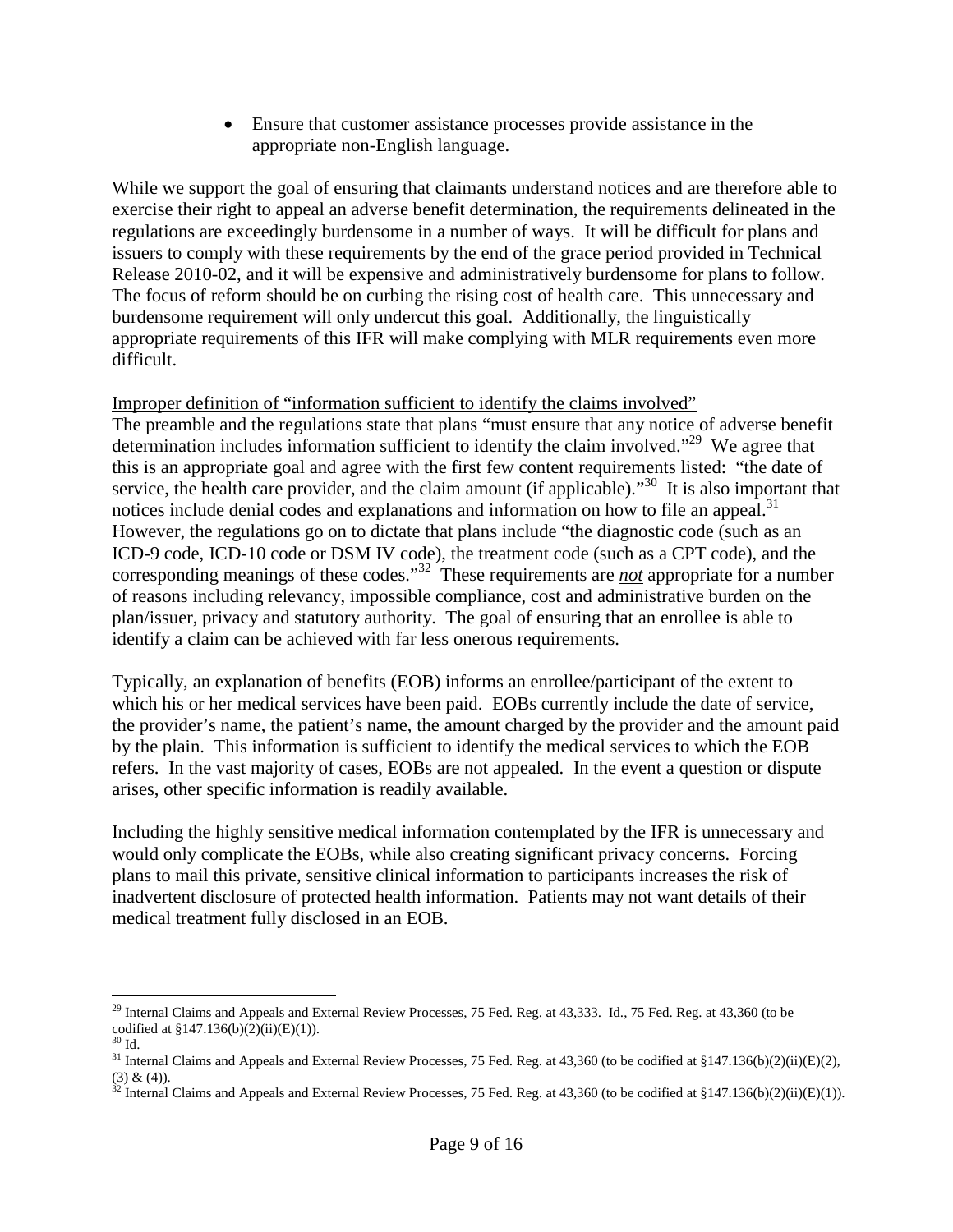- Ensure that customer assistance processes provide assistance in the appropriate non-English language.

While we support the goal of ensuring that claimants understand notices and are therefore able to exercise their right to appeal an adverse benefit determination, the requirements delineated in the regulations are exceedingly burdensome in a number of ways. It will be difficult for plans and issuers to comply with these requirements by the end of the grace period provided in Technical Release 2010-02, and it will be expensive and administratively burdensome for plans to follow. The focus of reform should be on curbing the rising cost of health care. This unnecessary and burdensome requirement will only undercut this goal. Additionally, the linguistically appropriate requirements of this IFR will make complying with MLR requirements even more difficult.

<u>Improper definition of "information sufficient to identify the claims involved"</u>

The preamble and the regulations state that plans "must ensure that any notice of adverse benefit determination includes information sufficient to identify the claim involved."[29] We agree that this is an appropriate goal and agree with the first few content requirements listed: "the date of service, the health care provider, and the claim amount (if applicable)."[30] It is also important that notices include denial codes and explanations and information on how to file an appeal.[31] However, the regulations go on to dictate that plans include "the diagnostic code (such as an ICD-9 code, ICD-10 code or DSM IV code), the treatment code (such as a CPT code), and the corresponding meanings of these codes."[32] These requirements are ***not*** appropriate for a number of reasons including relevancy, impossible compliance, cost and administrative burden on the plan/issuer, privacy and statutory authority. The goal of ensuring that an enrollee is able to identify a claim can be achieved with far less onerous requirements.

Typically, an explanation of benefits (EOB) informs an enrollee/participant of the extent to which his or her medical services have been paid. EOBs currently include the date of service, the provider's name, the patient's name, the amount charged by the provider and the amount paid by the plain. This information is sufficient to identify the medical services to which the EOB refers. In the vast majority of cases, EOBs are not appealed. In the event a question or dispute arises, other specific information is readily available.

Including the highly sensitive medical information contemplated by the IFR is unnecessary and would only complicate the EOBs, while also creating significant privacy concerns. Forcing plans to mail this private, sensitive clinical information to participants increases the risk of inadvertent disclosure of protected health information. Patients may not want details of their medical treatment fully disclosed in an EOB.

---

[29] Internal Claims and Appeals and External Review Processes, 75 Fed. Reg. at 43,333. Id., 75 Fed. Reg. at 43,360 (to be codified at §147.136(b)(2)(ii)(E)(1)).

[30] Id.

[31] Internal Claims and Appeals and External Review Processes, 75 Fed. Reg. at 43,360 (to be codified at §147.136(b)(2)(ii)(E)(2), (3) & (4)).

[32] Internal Claims and Appeals and External Review Processes, 75 Fed. Reg. at 43,360 (to be codified at §147.136(b)(2)(ii)(E)(1)).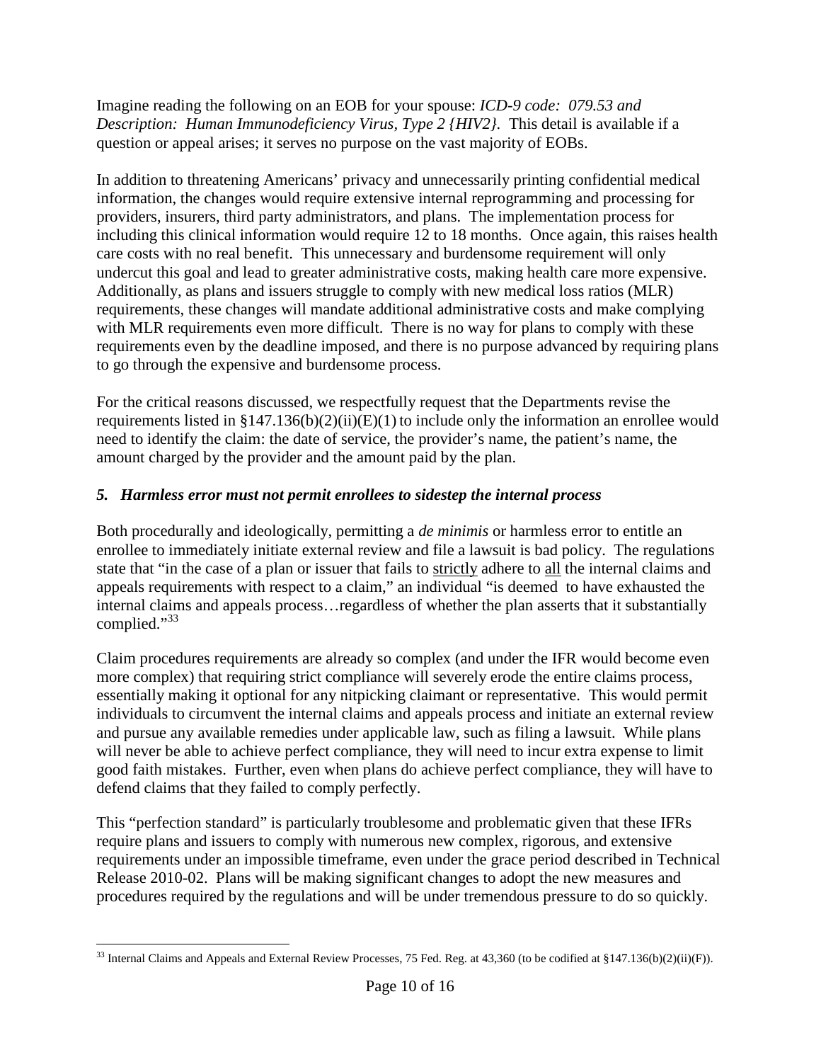Imagine reading the following on an EOB for your spouse: *ICD-9 code: 079.53 and Description: Human Immunodeficiency Virus, Type 2 {HIV2}.* This detail is available if a question or appeal arises; it serves no purpose on the vast majority of EOBs.

In addition to threatening Americans' privacy and unnecessarily printing confidential medical information, the changes would require extensive internal reprogramming and processing for providers, insurers, third party administrators, and plans. The implementation process for including this clinical information would require 12 to 18 months. Once again, this raises health care costs with no real benefit. This unnecessary and burdensome requirement will only undercut this goal and lead to greater administrative costs, making health care more expensive. Additionally, as plans and issuers struggle to comply with new medical loss ratios (MLR) requirements, these changes will mandate additional administrative costs and make complying with MLR requirements even more difficult. There is no way for plans to comply with these requirements even by the deadline imposed, and there is no purpose advanced by requiring plans to go through the expensive and burdensome process.

For the critical reasons discussed, we respectfully request that the Departments revise the requirements listed in §147.136(b)(2)(ii)(E)(1) to include only the information an enrollee would need to identify the claim: the date of service, the provider's name, the patient's name, the amount charged by the provider and the amount paid by the plan.

### *5. Harmless error must not permit enrollees to sidestep the internal process*

Both procedurally and ideologically, permitting a *de minimis* or harmless error to entitle an enrollee to immediately initiate external review and file a lawsuit is bad policy. The regulations state that "in the case of a plan or issuer that fails to strictly adhere to all the internal claims and appeals requirements with respect to a claim," an individual "is deemed to have exhausted the internal claims and appeals process…regardless of whether the plan asserts that it substantially complied."[33]

Claim procedures requirements are already so complex (and under the IFR would become even more complex) that requiring strict compliance will severely erode the entire claims process, essentially making it optional for any nitpicking claimant or representative. This would permit individuals to circumvent the internal claims and appeals process and initiate an external review and pursue any available remedies under applicable law, such as filing a lawsuit. While plans will never be able to achieve perfect compliance, they will need to incur extra expense to limit good faith mistakes. Further, even when plans do achieve perfect compliance, they will have to defend claims that they failed to comply perfectly.

This "perfection standard" is particularly troublesome and problematic given that these IFRs require plans and issuers to comply with numerous new complex, rigorous, and extensive requirements under an impossible timeframe, even under the grace period described in Technical Release 2010-02. Plans will be making significant changes to adopt the new measures and procedures required by the regulations and will be under tremendous pressure to do so quickly.

---

[33] Internal Claims and Appeals and External Review Processes, 75 Fed. Reg. at 43,360 (to be codified at §147.136(b)(2)(ii)(F)).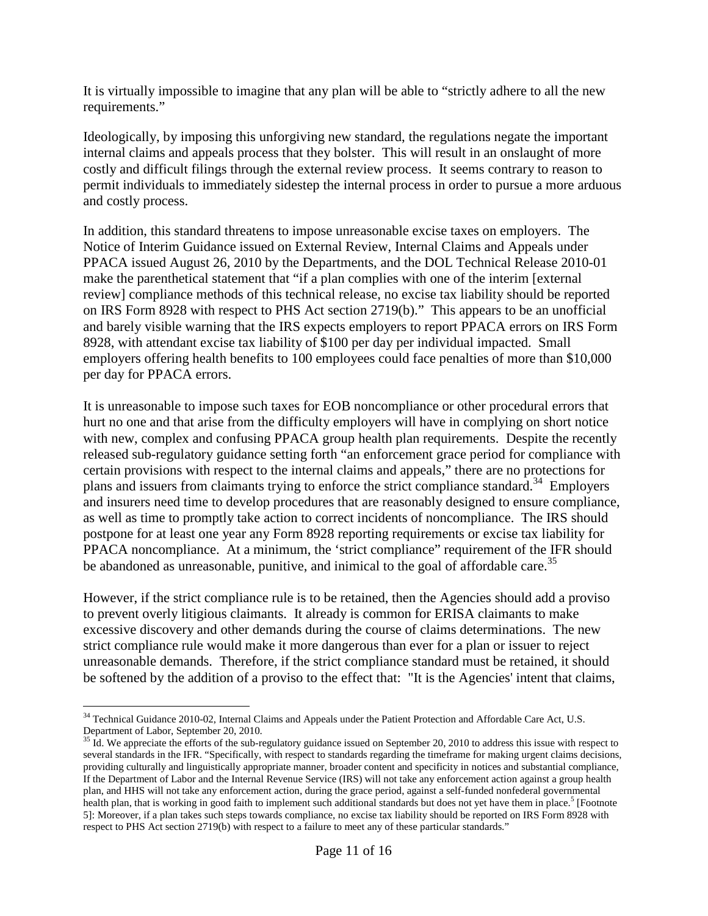It is virtually impossible to imagine that any plan will be able to "strictly adhere to all the new requirements."

Ideologically, by imposing this unforgiving new standard, the regulations negate the important internal claims and appeals process that they bolster. This will result in an onslaught of more costly and difficult filings through the external review process. It seems contrary to reason to permit individuals to immediately sidestep the internal process in order to pursue a more arduous and costly process.

In addition, this standard threatens to impose unreasonable excise taxes on employers. The Notice of Interim Guidance issued on External Review, Internal Claims and Appeals under PPACA issued August 26, 2010 by the Departments, and the DOL Technical Release 2010-01 make the parenthetical statement that "if a plan complies with one of the interim [external review] compliance methods of this technical release, no excise tax liability should be reported on IRS Form 8928 with respect to PHS Act section 2719(b)." This appears to be an unofficial and barely visible warning that the IRS expects employers to report PPACA errors on IRS Form 8928, with attendant excise tax liability of $100 per day per individual impacted. Small employers offering health benefits to 100 employees could face penalties of more than $10,000 per day for PPACA errors.

It is unreasonable to impose such taxes for EOB noncompliance or other procedural errors that hurt no one and that arise from the difficulty employers will have in complying on short notice with new, complex and confusing PPACA group health plan requirements. Despite the recently released sub-regulatory guidance setting forth "an enforcement grace period for compliance with certain provisions with respect to the internal claims and appeals," there are no protections for plans and issuers from claimants trying to enforce the strict compliance standard.[34] Employers and insurers need time to develop procedures that are reasonably designed to ensure compliance, as well as time to promptly take action to correct incidents of noncompliance. The IRS should postpone for at least one year any Form 8928 reporting requirements or excise tax liability for PPACA noncompliance. At a minimum, the 'strict compliance" requirement of the IFR should be abandoned as unreasonable, punitive, and inimical to the goal of affordable care.[35]

However, if the strict compliance rule is to be retained, then the Agencies should add a proviso to prevent overly litigious claimants. It already is common for ERISA claimants to make excessive discovery and other demands during the course of claims determinations. The new strict compliance rule would make it more dangerous than ever for a plan or issuer to reject unreasonable demands. Therefore, if the strict compliance standard must be retained, it should be softened by the addition of a proviso to the effect that: "It is the Agencies' intent that claims,

---

[34] Technical Guidance 2010-02, Internal Claims and Appeals under the Patient Protection and Affordable Care Act, U.S. Department of Labor, September 20, 2010.

[35] Id. We appreciate the efforts of the sub-regulatory guidance issued on September 20, 2010 to address this issue with respect to several standards in the IFR. "Specifically, with respect to standards regarding the timeframe for making urgent claims decisions, providing culturally and linguistically appropriate manner, broader content and specificity in notices and substantial compliance, If the Department of Labor and the Internal Revenue Service (IRS) will not take any enforcement action against a group health plan, and HHS will not take any enforcement action, during the grace period, against a self-funded nonfederal governmental health plan, that is working in good faith to implement such additional standards but does not yet have them in place.[5] [Footnote 5]: Moreover, if a plan takes such steps towards compliance, no excise tax liability should be reported on IRS Form 8928 with respect to PHS Act section 2719(b) with respect to a failure to meet any of these particular standards."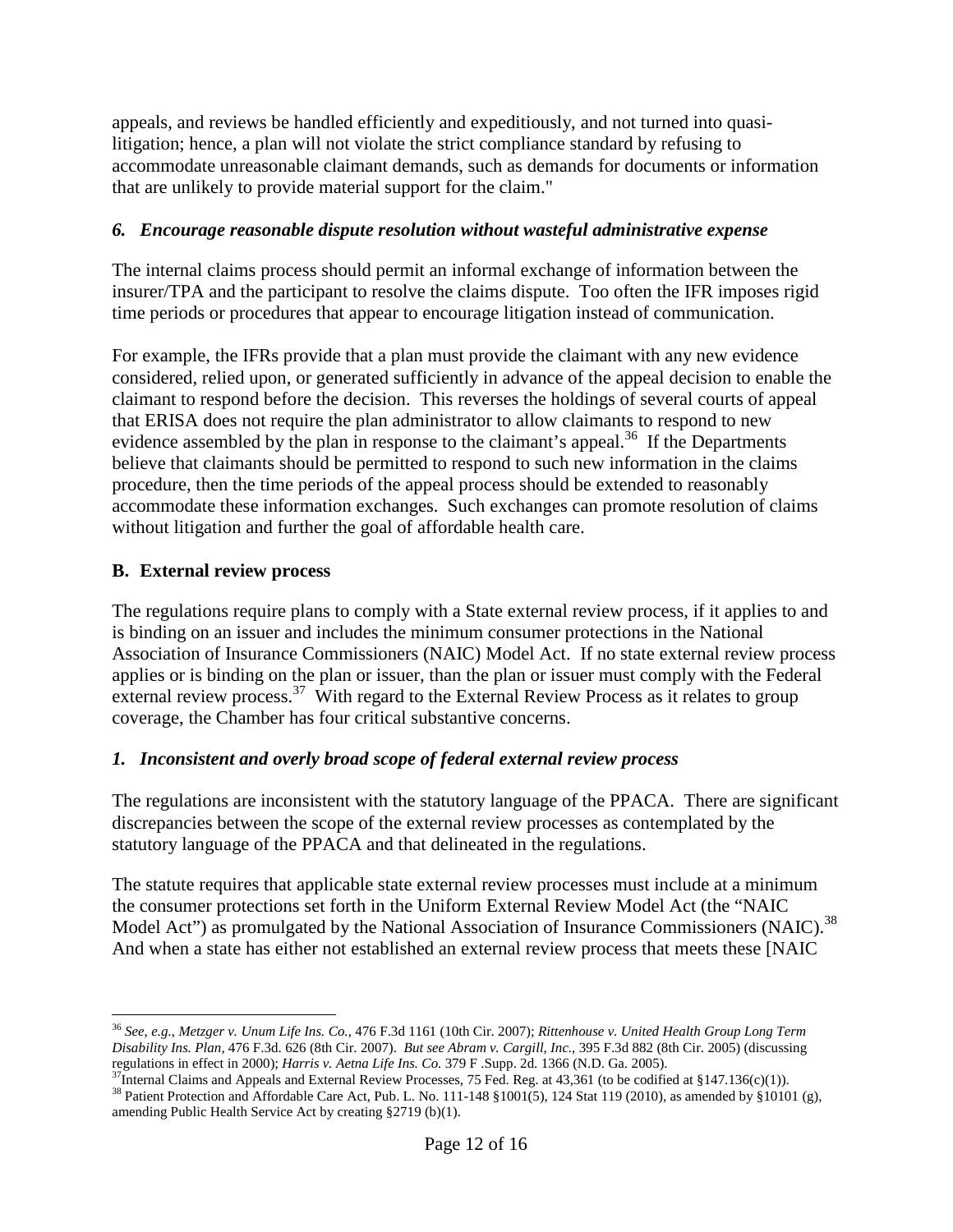appeals, and reviews be handled efficiently and expeditiously, and not turned into quasi-litigation; hence, a plan will not violate the strict compliance standard by refusing to accommodate unreasonable claimant demands, such as demands for documents or information that are unlikely to provide material support for the claim."

### *6. Encourage reasonable dispute resolution without wasteful administrative expense*

The internal claims process should permit an informal exchange of information between the insurer/TPA and the participant to resolve the claims dispute. Too often the IFR imposes rigid time periods or procedures that appear to encourage litigation instead of communication.

For example, the IFRs provide that a plan must provide the claimant with any new evidence considered, relied upon, or generated sufficiently in advance of the appeal decision to enable the claimant to respond before the decision. This reverses the holdings of several courts of appeal that ERISA does not require the plan administrator to allow claimants to respond to new evidence assembled by the plan in response to the claimant's appeal.[36] If the Departments believe that claimants should be permitted to respond to such new information in the claims procedure, then the time periods of the appeal process should be extended to reasonably accommodate these information exchanges. Such exchanges can promote resolution of claims without litigation and further the goal of affordable health care.

## B. External review process

The regulations require plans to comply with a State external review process, if it applies to and is binding on an issuer and includes the minimum consumer protections in the National Association of Insurance Commissioners (NAIC) Model Act. If no state external review process applies or is binding on the plan or issuer, than the plan or issuer must comply with the Federal external review process.[37] With regard to the External Review Process as it relates to group coverage, the Chamber has four critical substantive concerns.

### *1. Inconsistent and overly broad scope of federal external review process*

The regulations are inconsistent with the statutory language of the PPACA. There are significant discrepancies between the scope of the external review processes as contemplated by the statutory language of the PPACA and that delineated in the regulations.

The statute requires that applicable state external review processes must include at a minimum the consumer protections set forth in the Uniform External Review Model Act (the "NAIC Model Act") as promulgated by the National Association of Insurance Commissioners (NAIC).[38] And when a state has either not established an external review process that meets these [NAIC

---

[36] *See, e.g., Metzger v. Unum Life Ins. Co.,* 476 F.3d 1161 (10th Cir. 2007); *Rittenhouse v. United Health Group Long Term Disability Ins. Plan,* 476 F.3d. 626 (8th Cir. 2007). *But see Abram v. Cargill, Inc.,* 395 F.3d 882 (8th Cir. 2005) (discussing regulations in effect in 2000); *Harris v. Aetna Life Ins. Co.* 379 F .Supp. 2d. 1366 (N.D. Ga. 2005).

[37] Internal Claims and Appeals and External Review Processes, 75 Fed. Reg. at 43,361 (to be codified at §147.136(c)(1)).

[38] Patient Protection and Affordable Care Act, Pub. L. No. 111-148 §1001(5), 124 Stat 119 (2010), as amended by §10101 (g), amending Public Health Service Act by creating §2719 (b)(1).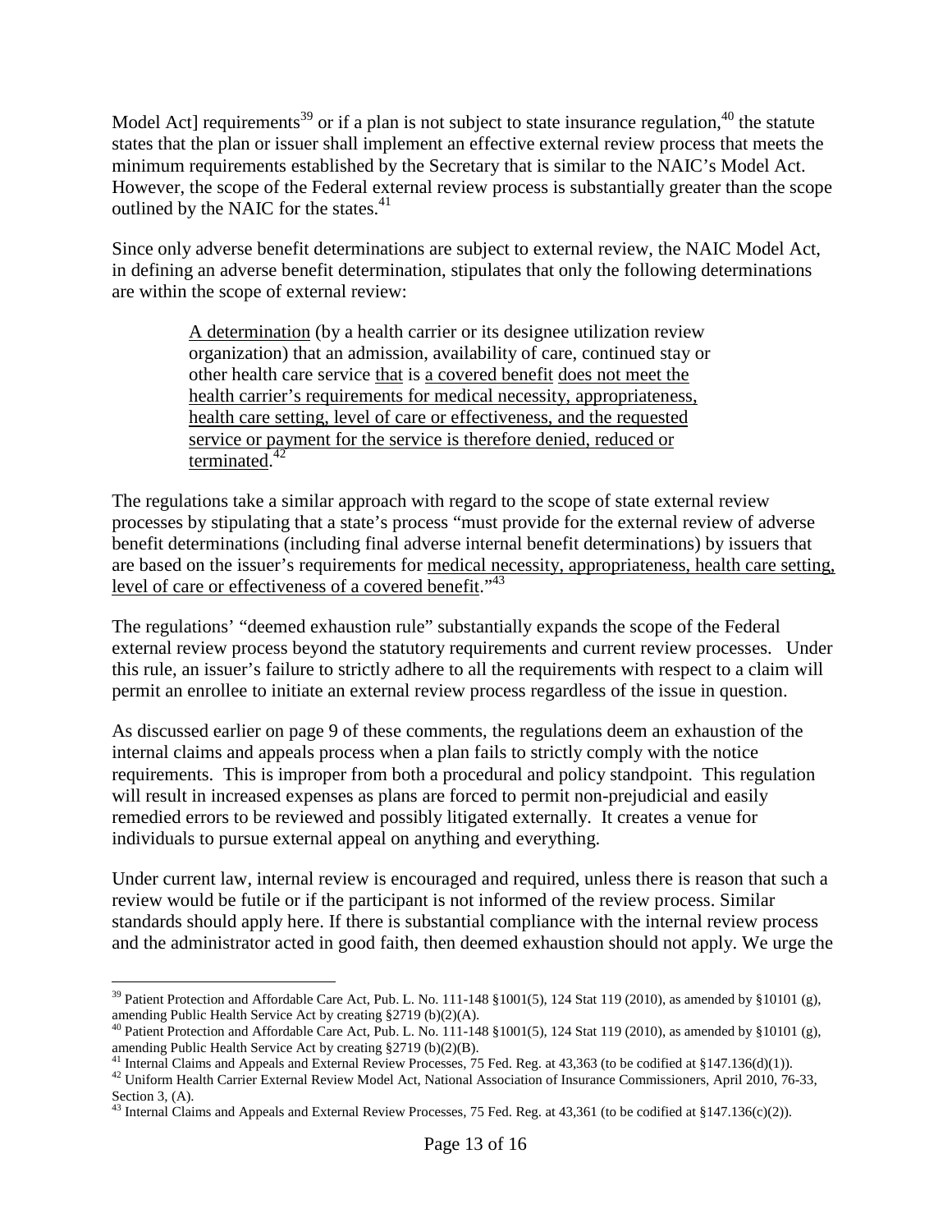Model Act] requirements[39] or if a plan is not subject to state insurance regulation,[40] the statute states that the plan or issuer shall implement an effective external review process that meets the minimum requirements established by the Secretary that is similar to the NAIC's Model Act. However, the scope of the Federal external review process is substantially greater than the scope outlined by the NAIC for the states.[41]

Since only adverse benefit determinations are subject to external review, the NAIC Model Act, in defining an adverse benefit determination, stipulates that only the following determinations are within the scope of external review:

> <u>A determination</u> (by a health carrier or its designee utilization review organization) that an admission, availability of care, continued stay or other health care service <u>that</u> is <u>a covered benefit</u> <u>does not meet the health carrier's requirements for medical necessity, appropriateness, health care setting, level of care or effectiveness, and the requested service or payment for the service is therefore denied, reduced or terminated</u>.[42]

The regulations take a similar approach with regard to the scope of state external review processes by stipulating that a state's process "must provide for the external review of adverse benefit determinations (including final adverse internal benefit determinations) by issuers that are based on the issuer's requirements for <u>medical necessity, appropriateness, health care setting, level of care or effectiveness of a covered benefit</u>."[43]

The regulations' "deemed exhaustion rule" substantially expands the scope of the Federal external review process beyond the statutory requirements and current review processes. Under this rule, an issuer's failure to strictly adhere to all the requirements with respect to a claim will permit an enrollee to initiate an external review process regardless of the issue in question.

As discussed earlier on page 9 of these comments, the regulations deem an exhaustion of the internal claims and appeals process when a plan fails to strictly comply with the notice requirements. This is improper from both a procedural and policy standpoint. This regulation will result in increased expenses as plans are forced to permit non-prejudicial and easily remedied errors to be reviewed and possibly litigated externally. It creates a venue for individuals to pursue external appeal on anything and everything.

Under current law, internal review is encouraged and required, unless there is reason that such a review would be futile or if the participant is not informed of the review process. Similar standards should apply here. If there is substantial compliance with the internal review process and the administrator acted in good faith, then deemed exhaustion should not apply. We urge the

---

[39] Patient Protection and Affordable Care Act, Pub. L. No. 111-148 §1001(5), 124 Stat 119 (2010), as amended by §10101 (g), amending Public Health Service Act by creating §2719 (b)(2)(A).

[40] Patient Protection and Affordable Care Act, Pub. L. No. 111-148 §1001(5), 124 Stat 119 (2010), as amended by §10101 (g), amending Public Health Service Act by creating §2719 (b)(2)(B).

[41] Internal Claims and Appeals and External Review Processes, 75 Fed. Reg. at 43,363 (to be codified at §147.136(d)(1)).

[42] Uniform Health Carrier External Review Model Act, National Association of Insurance Commissioners, April 2010, 76-33, Section 3, (A).

[43] Internal Claims and Appeals and External Review Processes, 75 Fed. Reg. at 43,361 (to be codified at §147.136(c)(2)).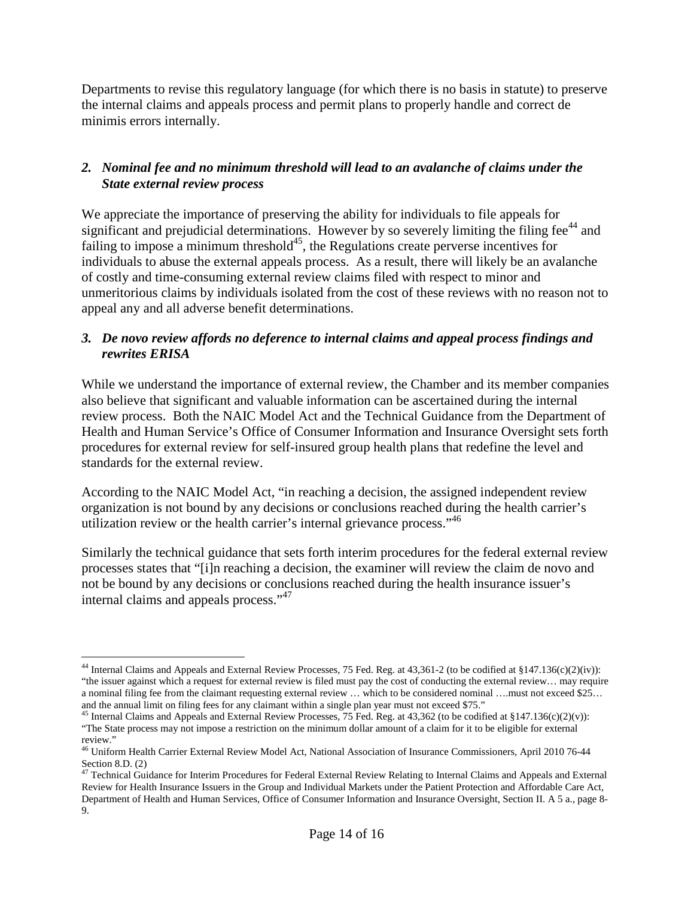Departments to revise this regulatory language (for which there is no basis in statute) to preserve the internal claims and appeals process and permit plans to properly handle and correct de minimis errors internally.

### *2. Nominal fee and no minimum threshold will lead to an avalanche of claims under the State external review process*

We appreciate the importance of preserving the ability for individuals to file appeals for significant and prejudicial determinations. However by so severely limiting the filing fee[44] and failing to impose a minimum threshold[45], the Regulations create perverse incentives for individuals to abuse the external appeals process. As a result, there will likely be an avalanche of costly and time-consuming external review claims filed with respect to minor and unmeritorious claims by individuals isolated from the cost of these reviews with no reason not to appeal any and all adverse benefit determinations.

### *3. De novo review affords no deference to internal claims and appeal process findings and rewrites ERISA*

While we understand the importance of external review, the Chamber and its member companies also believe that significant and valuable information can be ascertained during the internal review process. Both the NAIC Model Act and the Technical Guidance from the Department of Health and Human Service's Office of Consumer Information and Insurance Oversight sets forth procedures for external review for self-insured group health plans that redefine the level and standards for the external review.

According to the NAIC Model Act, "in reaching a decision, the assigned independent review organization is not bound by any decisions or conclusions reached during the health carrier's utilization review or the health carrier's internal grievance process."[46]

Similarly the technical guidance that sets forth interim procedures for the federal external review processes states that "[i]n reaching a decision, the examiner will review the claim de novo and not be bound by any decisions or conclusions reached during the health insurance issuer's internal claims and appeals process."[47]

---

[44] Internal Claims and Appeals and External Review Processes, 75 Fed. Reg. at 43,361-2 (to be codified at §147.136(c)(2)(iv)): "the issuer against which a request for external review is filed must pay the cost of conducting the external review… may require a nominal filing fee from the claimant requesting external review … which to be considered nominal ….must not exceed $25… and the annual limit on filing fees for any claimant within a single plan year must not exceed $75."

[45] Internal Claims and Appeals and External Review Processes, 75 Fed. Reg. at 43,362 (to be codified at §147.136(c)(2)(v)): "The State process may not impose a restriction on the minimum dollar amount of a claim for it to be eligible for external review."

[46] Uniform Health Carrier External Review Model Act, National Association of Insurance Commissioners, April 2010 76-44 Section 8.D. (2)

[47] Technical Guidance for Interim Procedures for Federal External Review Relating to Internal Claims and Appeals and External Review for Health Insurance Issuers in the Group and Individual Markets under the Patient Protection and Affordable Care Act, Department of Health and Human Services, Office of Consumer Information and Insurance Oversight, Section II. A 5 a., page 8-9.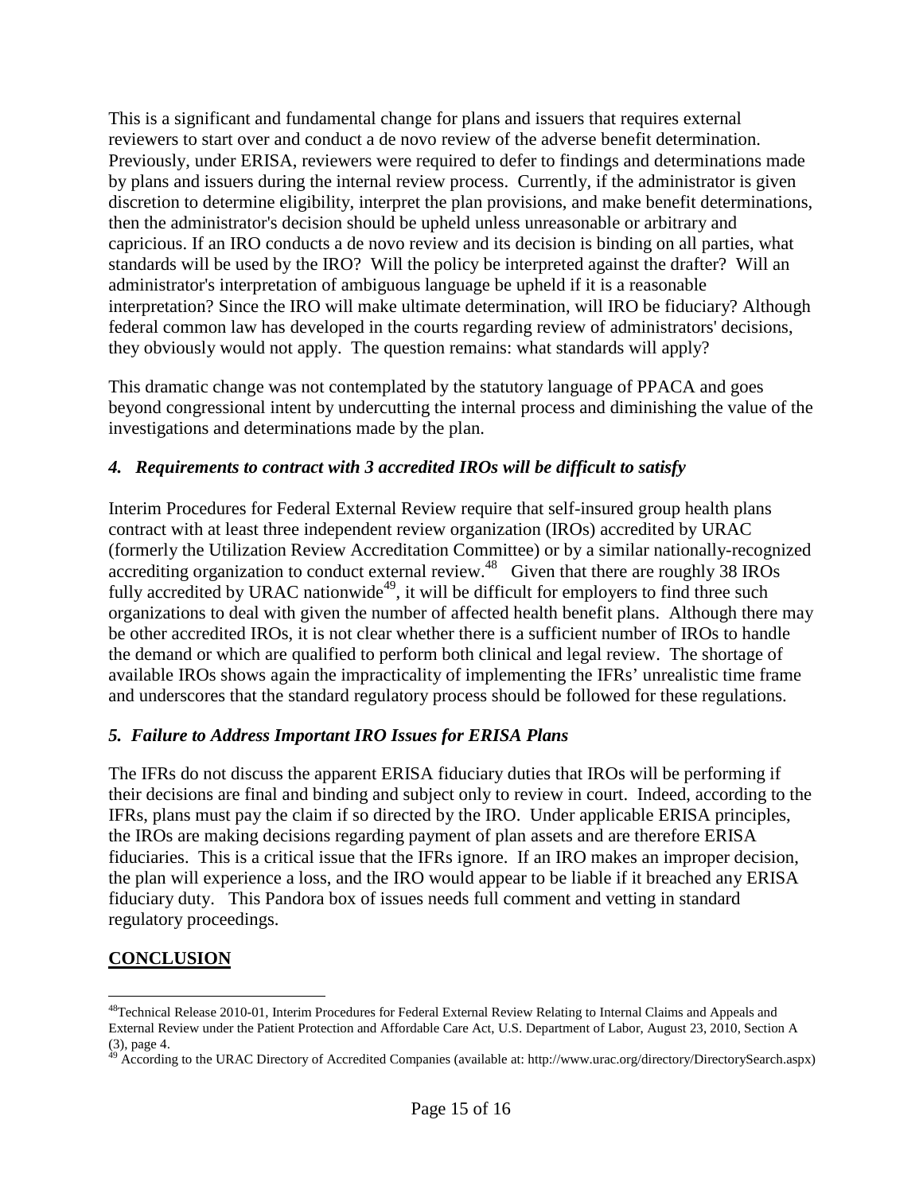This is a significant and fundamental change for plans and issuers that requires external reviewers to start over and conduct a de novo review of the adverse benefit determination. Previously, under ERISA, reviewers were required to defer to findings and determinations made by plans and issuers during the internal review process. Currently, if the administrator is given discretion to determine eligibility, interpret the plan provisions, and make benefit determinations, then the administrator's decision should be upheld unless unreasonable or arbitrary and capricious. If an IRO conducts a de novo review and its decision is binding on all parties, what standards will be used by the IRO? Will the policy be interpreted against the drafter? Will an administrator's interpretation of ambiguous language be upheld if it is a reasonable interpretation? Since the IRO will make ultimate determination, will IRO be fiduciary? Although federal common law has developed in the courts regarding review of administrators' decisions, they obviously would not apply. The question remains: what standards will apply?

This dramatic change was not contemplated by the statutory language of PPACA and goes beyond congressional intent by undercutting the internal process and diminishing the value of the investigations and determinations made by the plan.

### *4. Requirements to contract with 3 accredited IROs will be difficult to satisfy*

Interim Procedures for Federal External Review require that self-insured group health plans contract with at least three independent review organization (IROs) accredited by URAC (formerly the Utilization Review Accreditation Committee) or by a similar nationally-recognized accrediting organization to conduct external review.[48] Given that there are roughly 38 IROs fully accredited by URAC nationwide[49], it will be difficult for employers to find three such organizations to deal with given the number of affected health benefit plans. Although there may be other accredited IROs, it is not clear whether there is a sufficient number of IROs to handle the demand or which are qualified to perform both clinical and legal review. The shortage of available IROs shows again the impracticality of implementing the IFRs' unrealistic time frame and underscores that the standard regulatory process should be followed for these regulations.

### *5. Failure to Address Important IRO Issues for ERISA Plans*

The IFRs do not discuss the apparent ERISA fiduciary duties that IROs will be performing if their decisions are final and binding and subject only to review in court. Indeed, according to the IFRs, plans must pay the claim if so directed by the IRO. Under applicable ERISA principles, the IROs are making decisions regarding payment of plan assets and are therefore ERISA fiduciaries. This is a critical issue that the IFRs ignore. If an IRO makes an improper decision, the plan will experience a loss, and the IRO would appear to be liable if it breached any ERISA fiduciary duty. This Pandora box of issues needs full comment and vetting in standard regulatory proceedings.

## **CONCLUSION**

---

[48] Technical Release 2010-01, Interim Procedures for Federal External Review Relating to Internal Claims and Appeals and External Review under the Patient Protection and Affordable Care Act, U.S. Department of Labor, August 23, 2010, Section A (3), page 4.

[49] According to the URAC Directory of Accredited Companies (available at: http://www.urac.org/directory/DirectorySearch.aspx)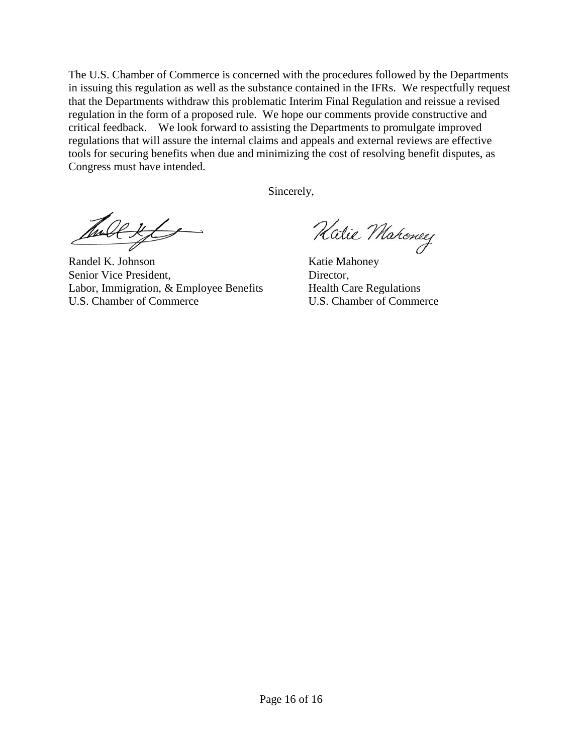The U.S. Chamber of Commerce is concerned with the procedures followed by the Departments in issuing this regulation as well as the substance contained in the IFRs. We respectfully request that the Departments withdraw this problematic Interim Final Regulation and reissue a revised regulation in the form of a proposed rule. We hope our comments provide constructive and critical feedback. We look forward to assisting the Departments to promulgate improved regulations that will assure the internal claims and appeals and external reviews are effective tools for securing benefits when due and minimizing the cost of resolving benefit disputes, as Congress must have intended.

Sincerely,

Randel K. Johnson
Senior Vice President,
Labor, Immigration, & Employee Benefits
U.S. Chamber of Commerce

Katie Mahoney
Director,
Health Care Regulations
U.S. Chamber of Commerce